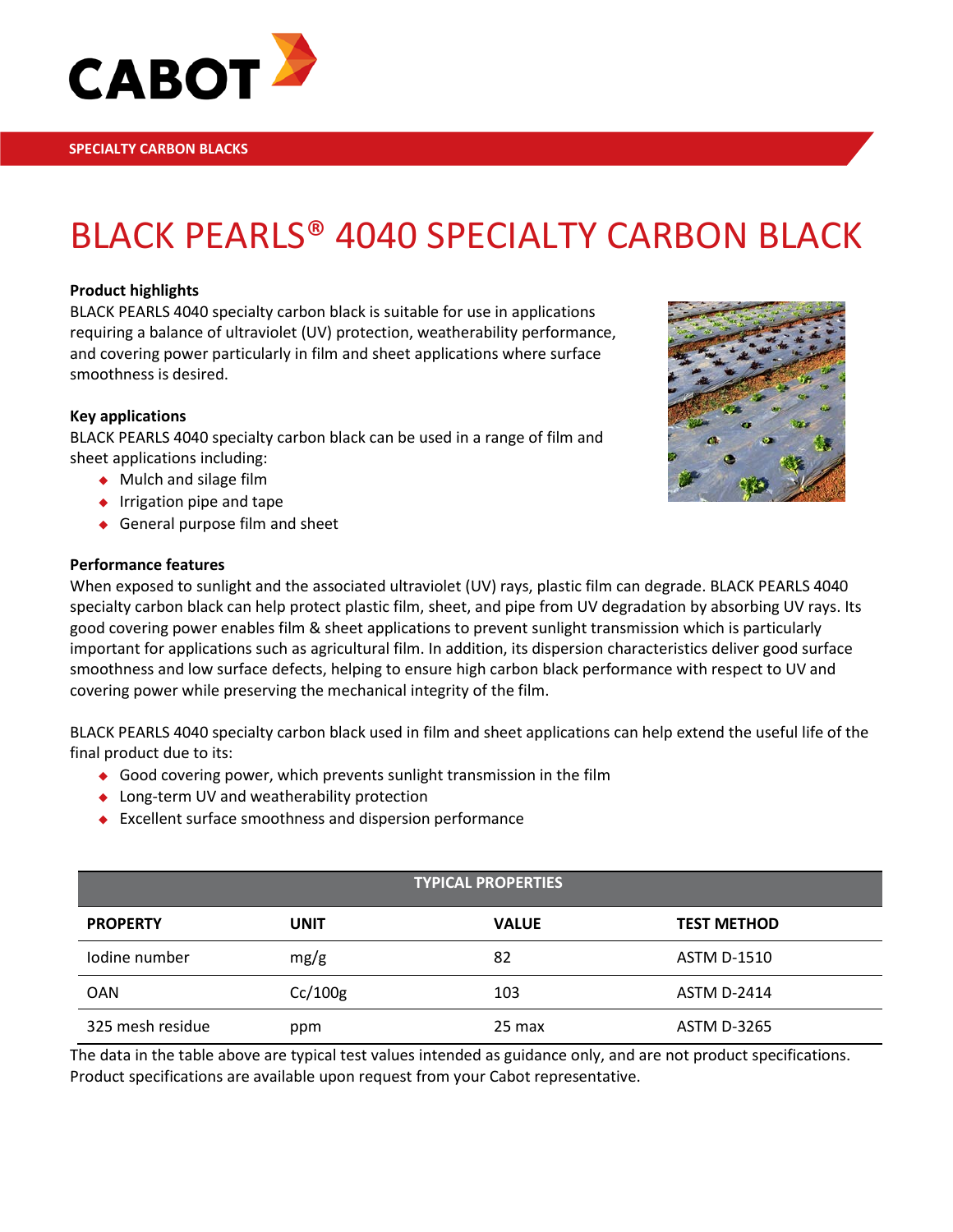CABOT

SPECIALTY CARBON BLACKS

# BLACK PEARLS® 4040 SPECIALTY CARBON BLACK

**Product highlights**

BLACK PEARLS 4040 specialty carbon black is suitable for use in applications requiring a balance of ultraviolet (UV) protection, weatherability performance, and covering power particularly in film and sheet applications where surface smoothness is desired.

**Key applications**

BLACK PEARLS 4040 specialty carbon black can be used in a range of film and sheet applications including:

- Mulch and silage film
- Irrigation pipe and tape
- General purpose film and sheet

**Performance features**

When exposed to sunlight and the associated ultraviolet (UV) rays, plastic film can degrade. BLACK PEARLS 4040 specialty carbon black can help protect plastic film, sheet, and pipe from UV degradation by absorbing UV rays. Its good covering power enables film & sheet applications to prevent sunlight transmission which is particularly important for applications such as agricultural film. In addition, its dispersion characteristics deliver good surface smoothness and low surface defects, helping to ensure high carbon black performance with respect to UV and covering power while preserving the mechanical integrity of the film.

BLACK PEARLS 4040 specialty carbon black used in film and sheet applications can help extend the useful life of the final product due to its:

- Good covering power, which prevents sunlight transmission in the film
- Long-term UV and weatherability protection
- Excellent surface smoothness and dispersion performance

| TYPICAL PROPERTIES | | | |
|---|---|---|---|
| **PROPERTY** | **UNIT** | **VALUE** | **TEST METHOD** |
| Iodine number | mg/g | 82 | ASTM D-1510 |
| OAN | Cc/100g | 103 | ASTM D-2414 |
| 325 mesh residue | ppm | 25 max | ASTM D-3265 |

The data in the table above are typical test values intended as guidance only, and are not product specifications. Product specifications are available upon request from your Cabot representative.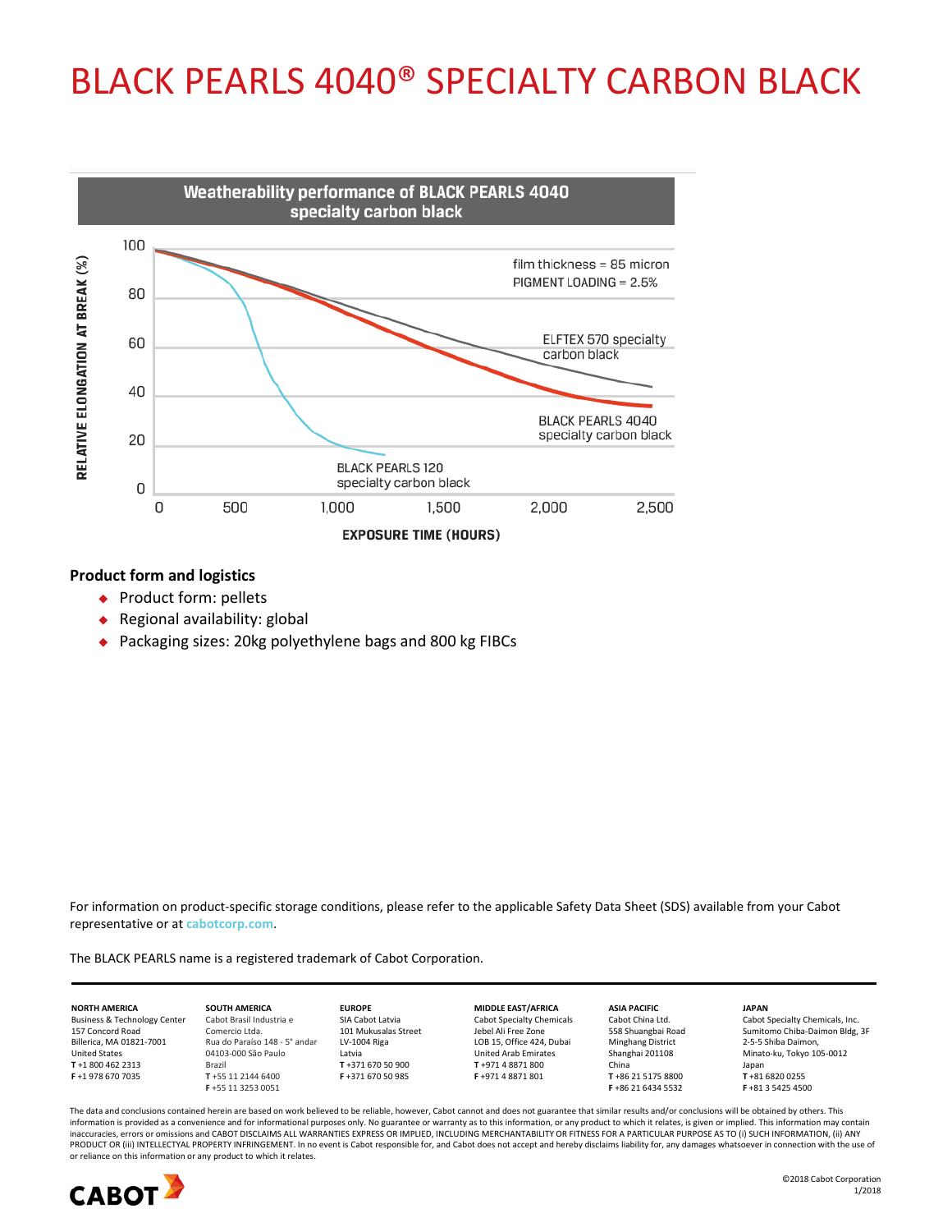# BLACK PEARLS 4040® SPECIALTY CARBON BLACK

Weatherability performance of BLACK PEARLS 4040 specialty carbon black

RELATIVE ELONGATION AT BREAK (%)

100
80
60
40
20
0

0
500
1,000
1,500
2,000
2,500

EXPOSURE TIME (HOURS)

film thickness = 85 micron
PIGMENT LOADING = 2.5%

ELFTEX 570 specialty carbon black

BLACK PEARLS 4040 specialty carbon black

BLACK PEARLS 120 specialty carbon black

### Product form and logistics

- Product form: pellets
- Regional availability: global
- Packaging sizes: 20kg polyethylene bags and 800 kg FIBCs

For information on product-specific storage conditions, please refer to the applicable Safety Data Sheet (SDS) available from your Cabot representative or at cabotcorp.com.

The BLACK PEARLS name is a registered trademark of Cabot Corporation.

**NORTH AMERICA**
Business & Technology Center
157 Concord Road
Billerica, MA 01821-7001
United States
**T** +1 800 462 2313
**F** +1 978 670 7035

**SOUTH AMERICA**
Cabot Brasil Industria e Comercio Ltda.
Rua do Paraíso 148 - 5° andar
04103-000 São Paulo
Brazil
**T** +55 11 2144 6400
**F** +55 11 3253 0051

**EUROPE**
SIA Cabot Latvia
101 Mukusalas Street
LV-1004 Riga
Latvia
**T** +371 670 50 900
**F** +371 670 50 985

**MIDDLE EAST/AFRICA**
Cabot Specialty Chemicals
Jebel Ali Free Zone
LOB 15, Office 424, Dubai
United Arab Emirates
**T** +971 4 8871 800
**F** +971 4 8871 801

**ASIA PACIFIC**
Cabot China Ltd.
558 Shuangbai Road
Minghang District
Shanghai 201108
China
**T** +86 21 5175 8800
**F** +86 21 6434 5532

**JAPAN**
Cabot Specialty Chemicals, Inc.
Sumitomo Chiba-Daimon Bldg, 3F
2-5-5 Shiba Daimon,
Minato-ku, Tokyo 105-0012
Japan
**T** +81 6820 0255
**F** +81 3 5425 4500

The data and conclusions contained herein are based on work believed to be reliable, however, Cabot cannot and does not guarantee that similar results and/or conclusions will be obtained by others. This information is provided as a convenience and for informational purposes only. No guarantee or warranty as to this information, or any product to which it relates, is given or implied. This information may contain inaccuracies, errors or omissions and CABOT DISCLAIMS ALL WARRANTIES EXPRESS OR IMPLIED, INCLUDING MERCHANTABILITY OR FITNESS FOR A PARTICULAR PURPOSE AS TO (i) SUCH INFORMATION, (ii) ANY PRODUCT OR (iii) INTELLECTYAL PROPERTY INFRINGEMENT. In no event is Cabot responsible for, and Cabot does not accept and hereby disclaims liability for, any damages whatsoever in connection with the use of or reliance on this information or any product to which it relates.

CABOT

©2018 Cabot Corporation
1/2018